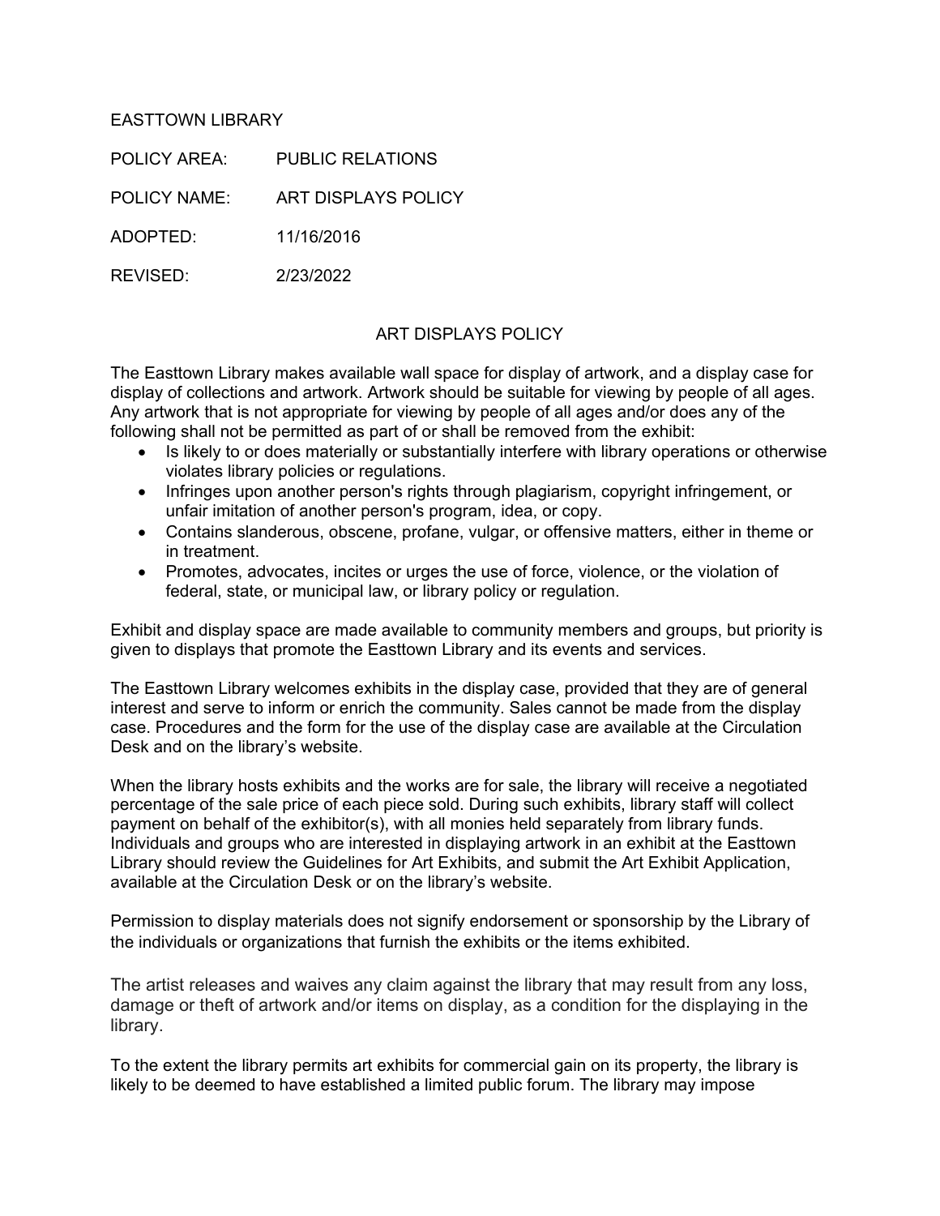EASTTOWN LIBRARY

POLICY AREA: PUBLIC RELATIONS

POLICY NAME: ART DISPLAYS POLICY

ADOPTED: 11/16/2016

REVISED: 2/23/2022

# ART DISPLAYS POLICY

The Easttown Library makes available wall space for display of artwork, and a display case for display of collections and artwork. Artwork should be suitable for viewing by people of all ages. Any artwork that is not appropriate for viewing by people of all ages and/or does any of the following shall not be permitted as part of or shall be removed from the exhibit:

- Is likely to or does materially or substantially interfere with library operations or otherwise violates library policies or regulations.
- Infringes upon another person's rights through plagiarism, copyright infringement, or unfair imitation of another person's program, idea, or copy.
- Contains slanderous, obscene, profane, vulgar, or offensive matters, either in theme or in treatment.
- Promotes, advocates, incites or urges the use of force, violence, or the violation of federal, state, or municipal law, or library policy or regulation.

Exhibit and display space are made available to community members and groups, but priority is given to displays that promote the Easttown Library and its events and services.

The Easttown Library welcomes exhibits in the display case, provided that they are of general interest and serve to inform or enrich the community. Sales cannot be made from the display case. Procedures and the form for the use of the display case are available at the Circulation Desk and on the library's website.

When the library hosts exhibits and the works are for sale, the library will receive a negotiated percentage of the sale price of each piece sold. During such exhibits, library staff will collect payment on behalf of the exhibitor(s), with all monies held separately from library funds. Individuals and groups who are interested in displaying artwork in an exhibit at the Easttown Library should review the Guidelines for Art Exhibits, and submit the Art Exhibit Application, available at the Circulation Desk or on the library's website.

Permission to display materials does not signify endorsement or sponsorship by the Library of the individuals or organizations that furnish the exhibits or the items exhibited.

The artist releases and waives any claim against the library that may result from any loss, damage or theft of artwork and/or items on display, as a condition for the displaying in the library.

To the extent the library permits art exhibits for commercial gain on its property, the library is likely to be deemed to have established a limited public forum. The library may impose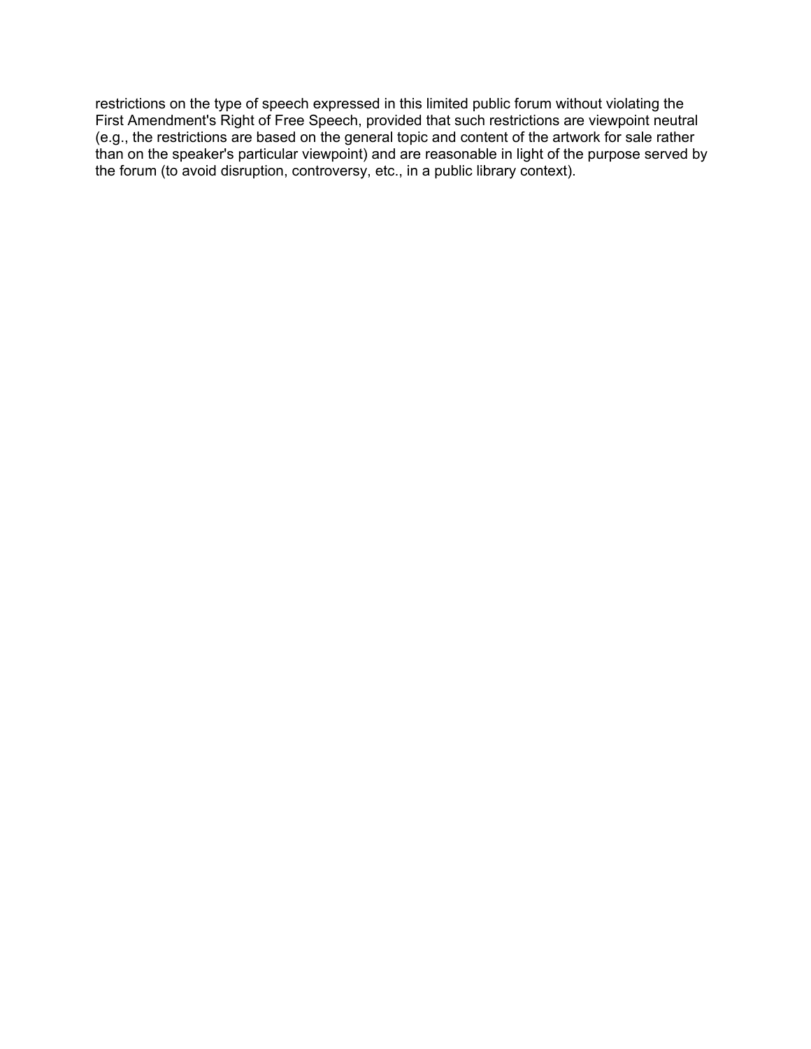restrictions on the type of speech expressed in this limited public forum without violating the First Amendment's Right of Free Speech, provided that such restrictions are viewpoint neutral (e.g., the restrictions are based on the general topic and content of the artwork for sale rather than on the speaker's particular viewpoint) and are reasonable in light of the purpose served by the forum (to avoid disruption, controversy, etc., in a public library context).